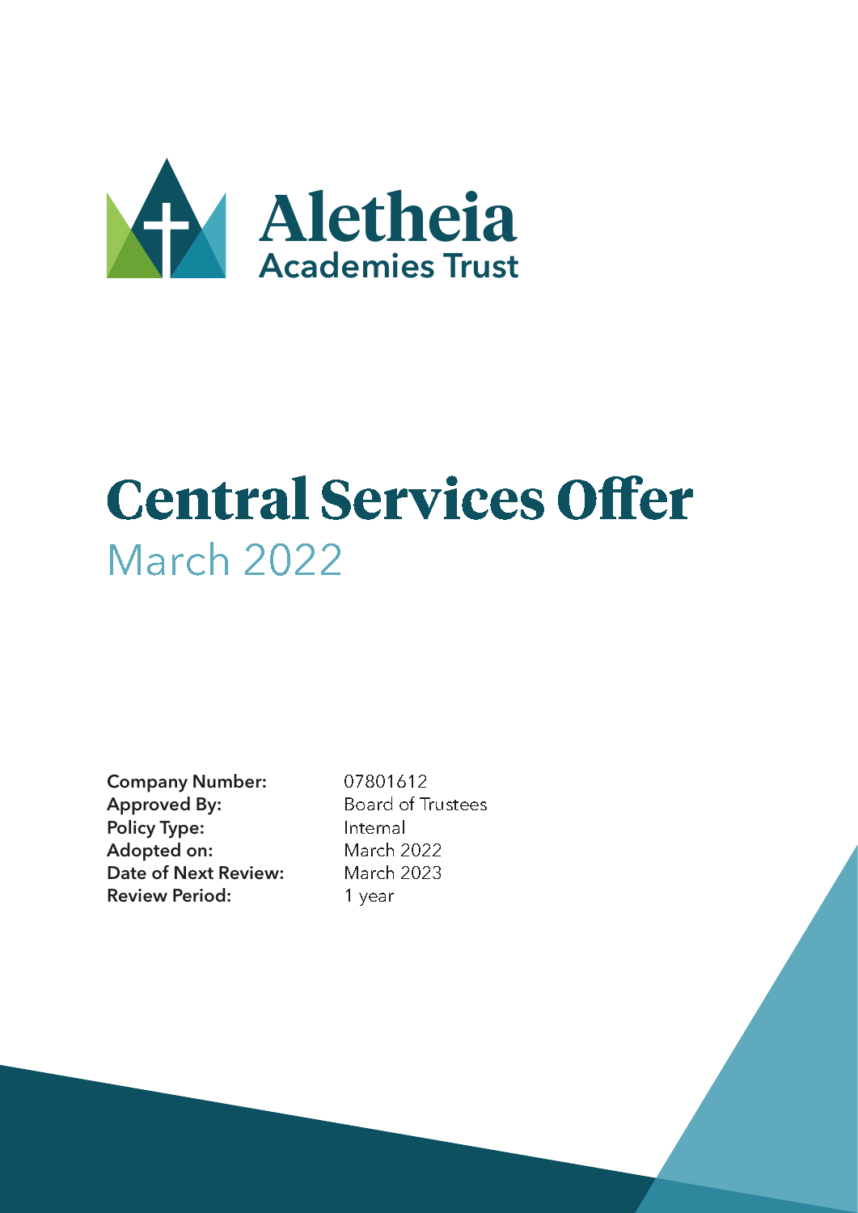Aletheia
Academies Trust

# Central Services Offer

## March 2022

| | |
|---|---|
| **Company Number:** | 07801612 |
| **Approved By:** | Board of Trustees |
| **Policy Type:** | Internal |
| **Adopted on:** | March 2022 |
| **Date of Next Review:** | March 2023 |
| **Review Period:** | 1 year |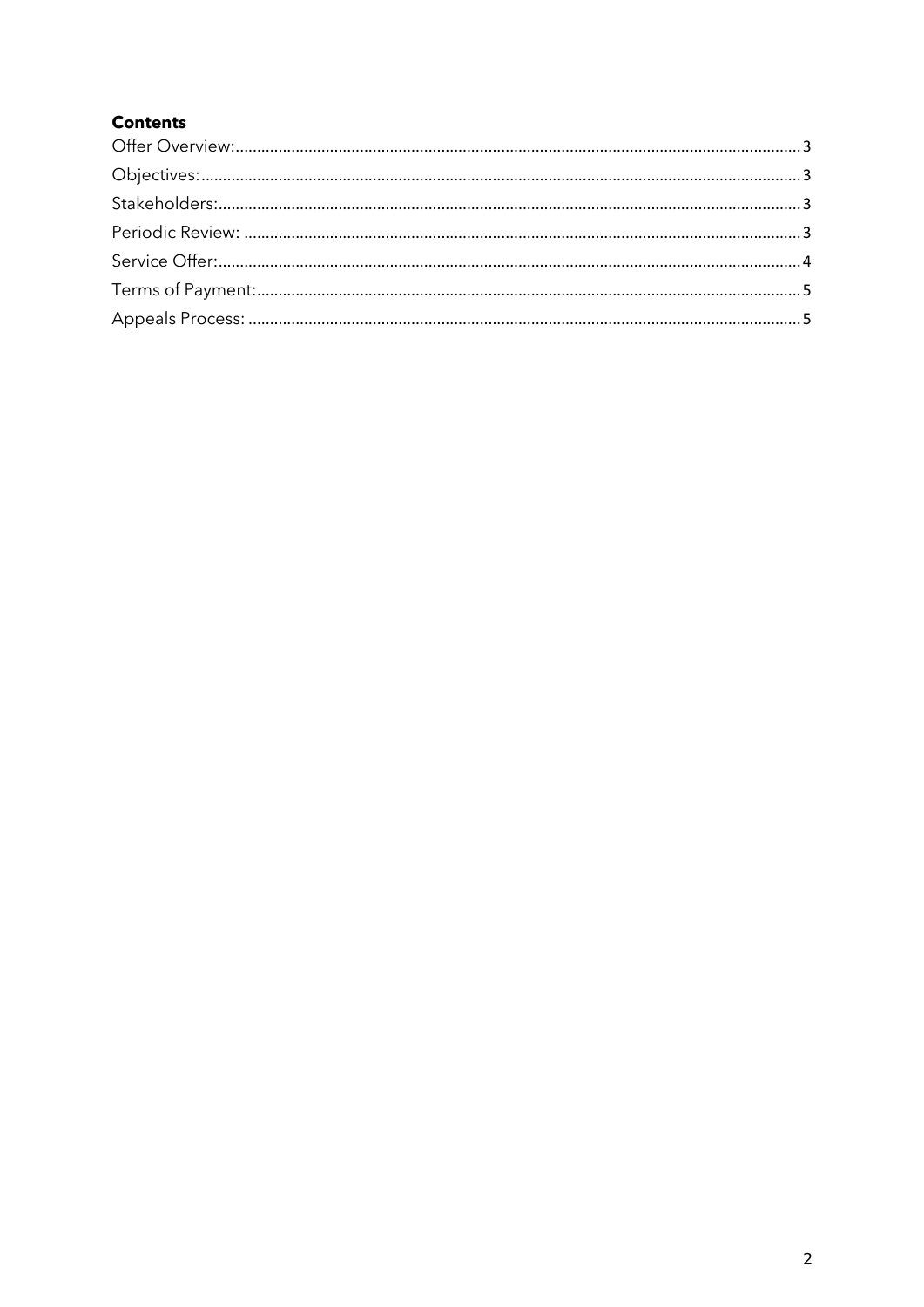**Contents**

Offer Overview: 3
Objectives: 3
Stakeholders: 3
Periodic Review: 3
Service Offer: 4
Terms of Payment: 5
Appeals Process: 5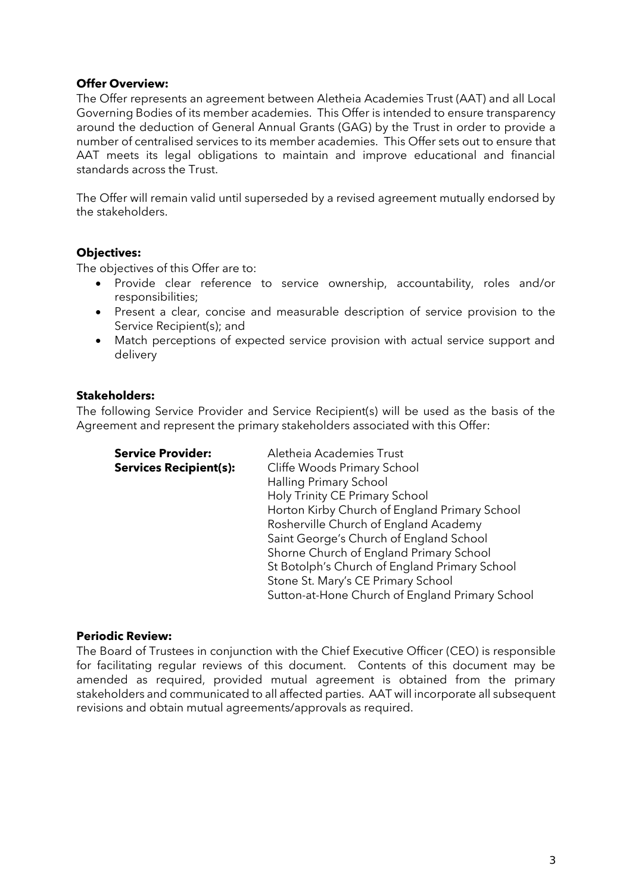**Offer Overview:**

The Offer represents an agreement between Aletheia Academies Trust (AAT) and all Local Governing Bodies of its member academies. This Offer is intended to ensure transparency around the deduction of General Annual Grants (GAG) by the Trust in order to provide a number of centralised services to its member academies. This Offer sets out to ensure that AAT meets its legal obligations to maintain and improve educational and financial standards across the Trust.

The Offer will remain valid until superseded by a revised agreement mutually endorsed by the stakeholders.

**Objectives:**

The objectives of this Offer are to:

- Provide clear reference to service ownership, accountability, roles and/or responsibilities;
- Present a clear, concise and measurable description of service provision to the Service Recipient(s); and
- Match perceptions of expected service provision with actual service support and delivery

**Stakeholders:**

The following Service Provider and Service Recipient(s) will be used as the basis of the Agreement and represent the primary stakeholders associated with this Offer:

| | |
|---|---|
| **Service Provider:** | Aletheia Academies Trust |
| **Services Recipient(s):** | Cliffe Woods Primary School |
| | Halling Primary School |
| | Holy Trinity CE Primary School |
| | Horton Kirby Church of England Primary School |
| | Rosherville Church of England Academy |
| | Saint George's Church of England School |
| | Shorne Church of England Primary School |
| | St Botolph's Church of England Primary School |
| | Stone St. Mary's CE Primary School |
| | Sutton-at-Hone Church of England Primary School |

**Periodic Review:**

The Board of Trustees in conjunction with the Chief Executive Officer (CEO) is responsible for facilitating regular reviews of this document. Contents of this document may be amended as required, provided mutual agreement is obtained from the primary stakeholders and communicated to all affected parties. AAT will incorporate all subsequent revisions and obtain mutual agreements/approvals as required.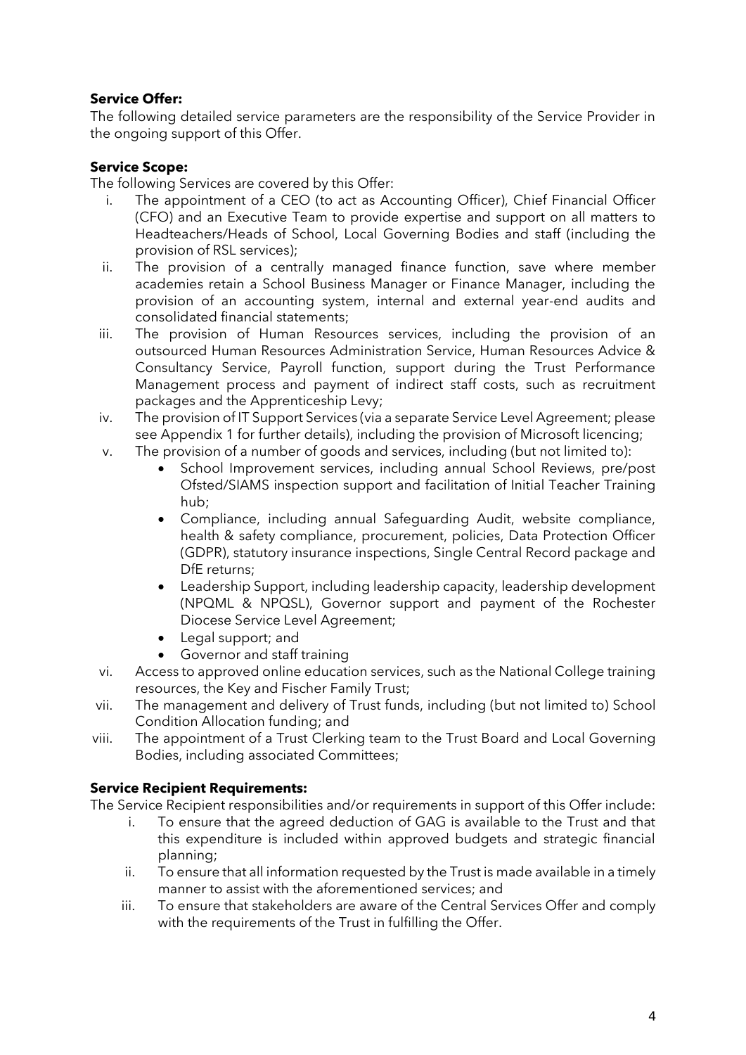**Service Offer:**

The following detailed service parameters are the responsibility of the Service Provider in the ongoing support of this Offer.

**Service Scope:**

The following Services are covered by this Offer:

i. The appointment of a CEO (to act as Accounting Officer), Chief Financial Officer (CFO) and an Executive Team to provide expertise and support on all matters to Headteachers/Heads of School, Local Governing Bodies and staff (including the provision of RSL services);
ii. The provision of a centrally managed finance function, save where member academies retain a School Business Manager or Finance Manager, including the provision of an accounting system, internal and external year-end audits and consolidated financial statements;
iii. The provision of Human Resources services, including the provision of an outsourced Human Resources Administration Service, Human Resources Advice & Consultancy Service, Payroll function, support during the Trust Performance Management process and payment of indirect staff costs, such as recruitment packages and the Apprenticeship Levy;
iv. The provision of IT Support Services (via a separate Service Level Agreement; please see Appendix 1 for further details), including the provision of Microsoft licencing;
v. The provision of a number of goods and services, including (but not limited to):
    - School Improvement services, including annual School Reviews, pre/post Ofsted/SIAMS inspection support and facilitation of Initial Teacher Training hub;
    - Compliance, including annual Safeguarding Audit, website compliance, health & safety compliance, procurement, policies, Data Protection Officer (GDPR), statutory insurance inspections, Single Central Record package and DfE returns;
    - Leadership Support, including leadership capacity, leadership development (NPQML & NPQSL), Governor support and payment of the Rochester Diocese Service Level Agreement;
    - Legal support; and
    - Governor and staff training
vi. Access to approved online education services, such as the National College training resources, the Key and Fischer Family Trust;
vii. The management and delivery of Trust funds, including (but not limited to) School Condition Allocation funding; and
viii. The appointment of a Trust Clerking team to the Trust Board and Local Governing Bodies, including associated Committees;

**Service Recipient Requirements:**

The Service Recipient responsibilities and/or requirements in support of this Offer include:

i. To ensure that the agreed deduction of GAG is available to the Trust and that this expenditure is included within approved budgets and strategic financial planning;
ii. To ensure that all information requested by the Trust is made available in a timely manner to assist with the aforementioned services; and
iii. To ensure that stakeholders are aware of the Central Services Offer and comply with the requirements of the Trust in fulfilling the Offer.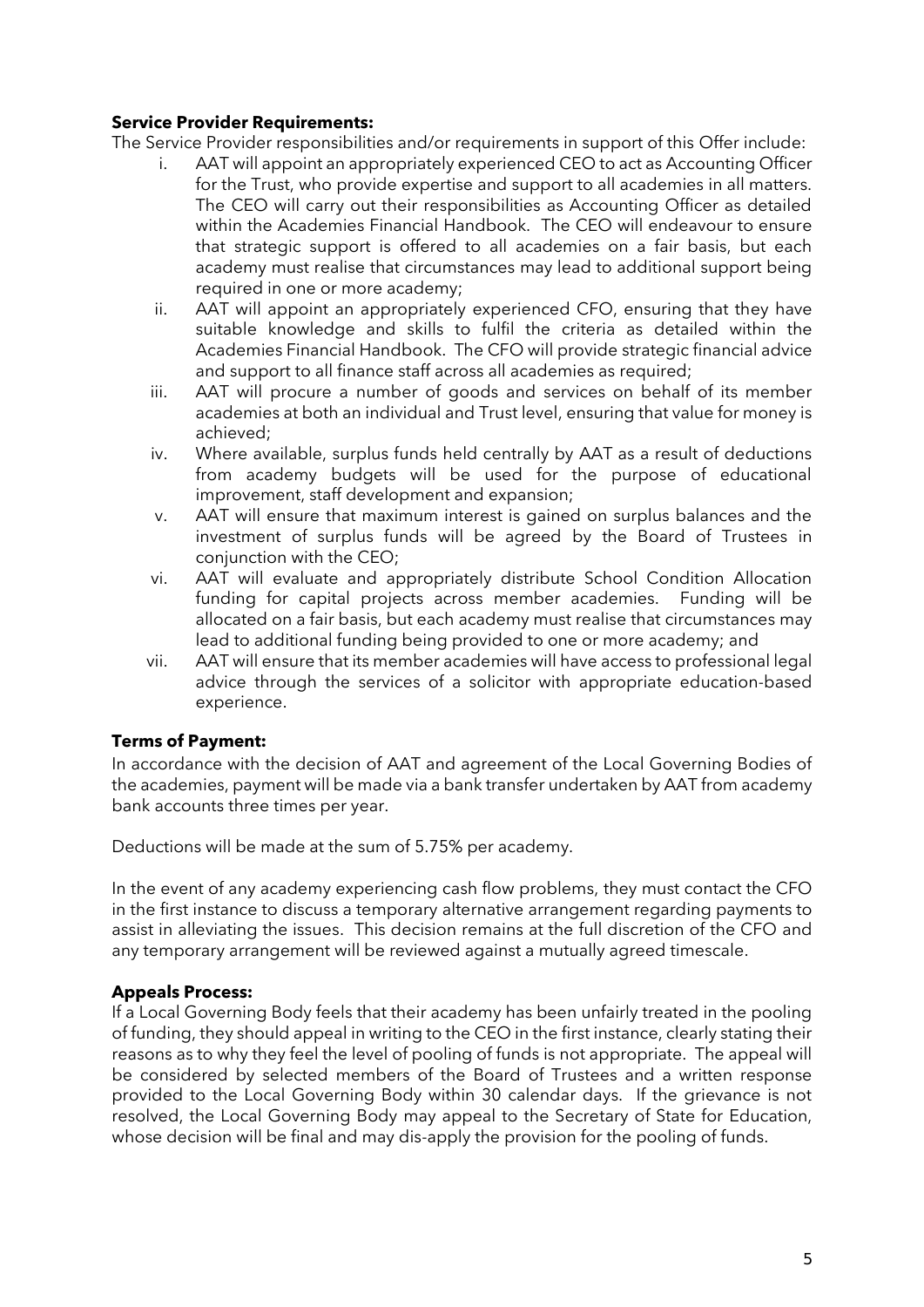**Service Provider Requirements:**

The Service Provider responsibilities and/or requirements in support of this Offer include:

i. AAT will appoint an appropriately experienced CEO to act as Accounting Officer for the Trust, who provide expertise and support to all academies in all matters. The CEO will carry out their responsibilities as Accounting Officer as detailed within the Academies Financial Handbook. The CEO will endeavour to ensure that strategic support is offered to all academies on a fair basis, but each academy must realise that circumstances may lead to additional support being required in one or more academy;

ii. AAT will appoint an appropriately experienced CFO, ensuring that they have suitable knowledge and skills to fulfil the criteria as detailed within the Academies Financial Handbook. The CFO will provide strategic financial advice and support to all finance staff across all academies as required;

iii. AAT will procure a number of goods and services on behalf of its member academies at both an individual and Trust level, ensuring that value for money is achieved;

iv. Where available, surplus funds held centrally by AAT as a result of deductions from academy budgets will be used for the purpose of educational improvement, staff development and expansion;

v. AAT will ensure that maximum interest is gained on surplus balances and the investment of surplus funds will be agreed by the Board of Trustees in conjunction with the CEO;

vi. AAT will evaluate and appropriately distribute School Condition Allocation funding for capital projects across member academies. Funding will be allocated on a fair basis, but each academy must realise that circumstances may lead to additional funding being provided to one or more academy; and

vii. AAT will ensure that its member academies will have access to professional legal advice through the services of a solicitor with appropriate education-based experience.

**Terms of Payment:**

In accordance with the decision of AAT and agreement of the Local Governing Bodies of the academies, payment will be made via a bank transfer undertaken by AAT from academy bank accounts three times per year.

Deductions will be made at the sum of 5.75% per academy.

In the event of any academy experiencing cash flow problems, they must contact the CFO in the first instance to discuss a temporary alternative arrangement regarding payments to assist in alleviating the issues. This decision remains at the full discretion of the CFO and any temporary arrangement will be reviewed against a mutually agreed timescale.

**Appeals Process:**

If a Local Governing Body feels that their academy has been unfairly treated in the pooling of funding, they should appeal in writing to the CEO in the first instance, clearly stating their reasons as to why they feel the level of pooling of funds is not appropriate. The appeal will be considered by selected members of the Board of Trustees and a written response provided to the Local Governing Body within 30 calendar days. If the grievance is not resolved, the Local Governing Body may appeal to the Secretary of State for Education, whose decision will be final and may dis-apply the provision for the pooling of funds.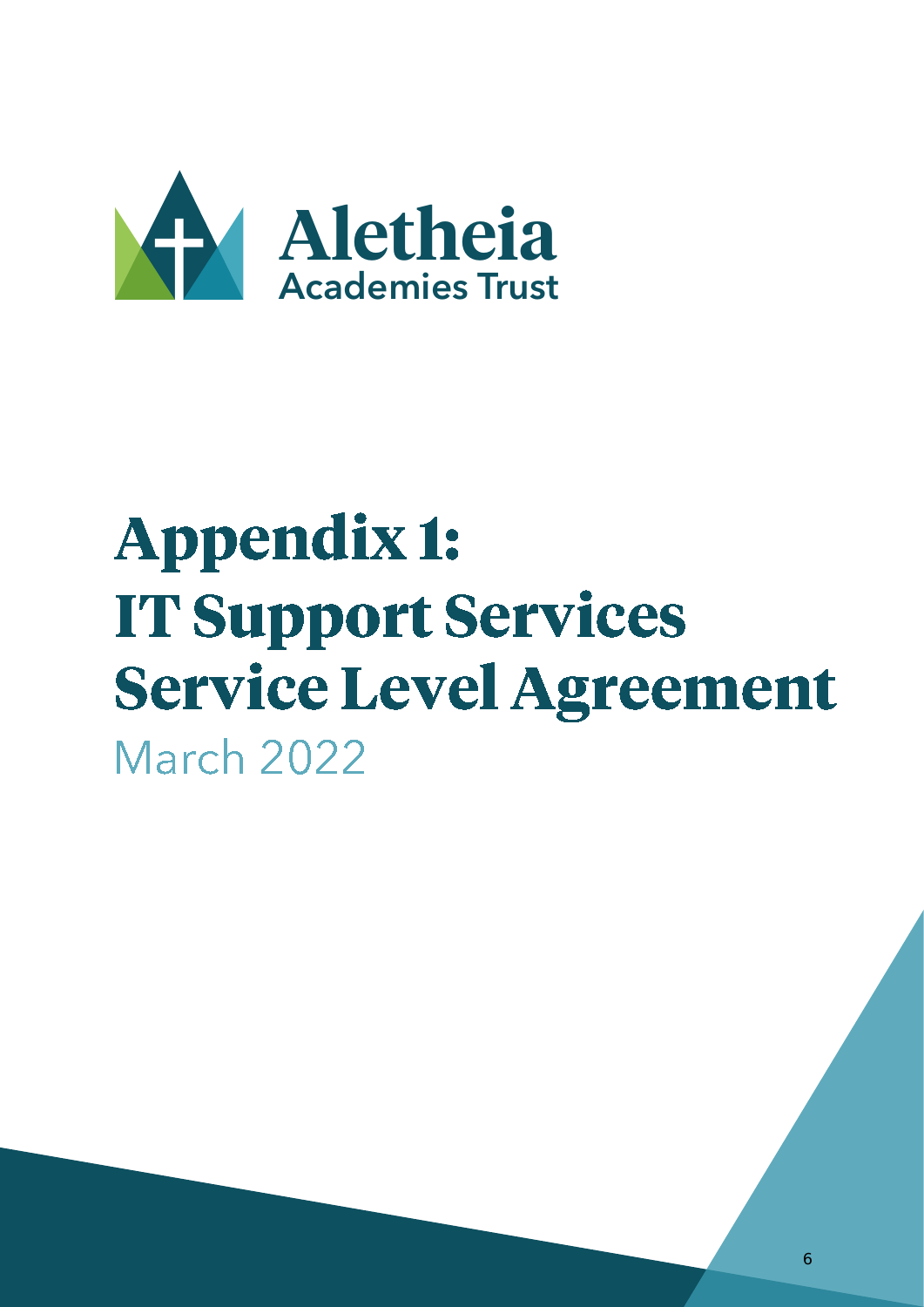Aletheia Academies Trust

# Appendix 1: IT Support Services Service Level Agreement

March 2022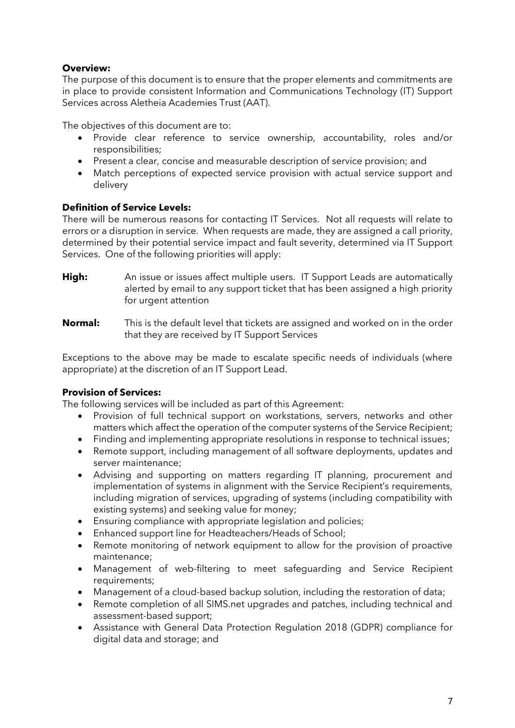**Overview:**

The purpose of this document is to ensure that the proper elements and commitments are in place to provide consistent Information and Communications Technology (IT) Support Services across Aletheia Academies Trust (AAT).

The objectives of this document are to:

- Provide clear reference to service ownership, accountability, roles and/or responsibilities;
- Present a clear, concise and measurable description of service provision; and
- Match perceptions of expected service provision with actual service support and delivery

**Definition of Service Levels:**

There will be numerous reasons for contacting IT Services. Not all requests will relate to errors or a disruption in service. When requests are made, they are assigned a call priority, determined by their potential service impact and fault severity, determined via IT Support Services. One of the following priorities will apply:

**High:** An issue or issues affect multiple users. IT Support Leads are automatically alerted by email to any support ticket that has been assigned a high priority for urgent attention

**Normal:** This is the default level that tickets are assigned and worked on in the order that they are received by IT Support Services

Exceptions to the above may be made to escalate specific needs of individuals (where appropriate) at the discretion of an IT Support Lead.

**Provision of Services:**

The following services will be included as part of this Agreement:

- Provision of full technical support on workstations, servers, networks and other matters which affect the operation of the computer systems of the Service Recipient;
- Finding and implementing appropriate resolutions in response to technical issues;
- Remote support, including management of all software deployments, updates and server maintenance;
- Advising and supporting on matters regarding IT planning, procurement and implementation of systems in alignment with the Service Recipient's requirements, including migration of services, upgrading of systems (including compatibility with existing systems) and seeking value for money;
- Ensuring compliance with appropriate legislation and policies;
- Enhanced support line for Headteachers/Heads of School;
- Remote monitoring of network equipment to allow for the provision of proactive maintenance;
- Management of web-filtering to meet safeguarding and Service Recipient requirements;
- Management of a cloud-based backup solution, including the restoration of data;
- Remote completion of all SIMS.net upgrades and patches, including technical and assessment-based support;
- Assistance with General Data Protection Regulation 2018 (GDPR) compliance for digital data and storage; and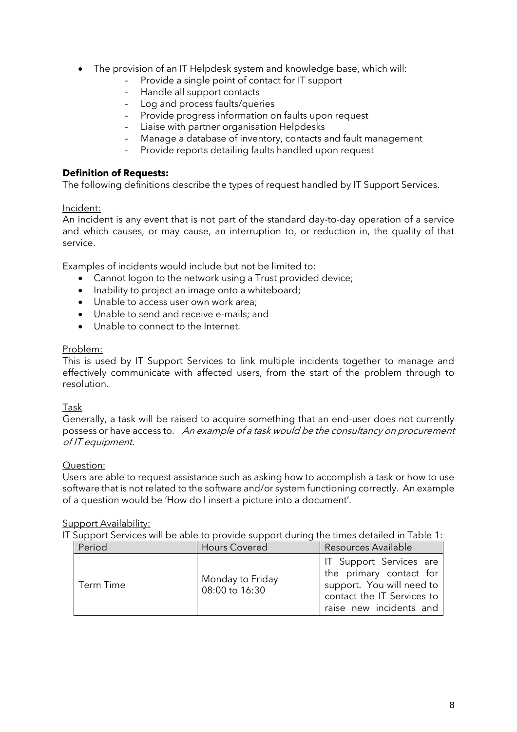- The provision of an IT Helpdesk system and knowledge base, which will:
    - Provide a single point of contact for IT support
    - Handle all support contacts
    - Log and process faults/queries
    - Provide progress information on faults upon request
    - Liaise with partner organisation Helpdesks
    - Manage a database of inventory, contacts and fault management
    - Provide reports detailing faults handled upon request

**Definition of Requests:**

The following definitions describe the types of request handled by IT Support Services.

Incident:

An incident is any event that is not part of the standard day-to-day operation of a service and which causes, or may cause, an interruption to, or reduction in, the quality of that service.

Examples of incidents would include but not be limited to:

- Cannot logon to the network using a Trust provided device;
- Inability to project an image onto a whiteboard;
- Unable to access user own work area;
- Unable to send and receive e-mails; and
- Unable to connect to the Internet.

Problem:

This is used by IT Support Services to link multiple incidents together to manage and effectively communicate with affected users, from the start of the problem through to resolution.

Task

Generally, a task will be raised to acquire something that an end-user does not currently possess or have access to. *An example of a task would be the consultancy on procurement of IT equipment.*

Question:

Users are able to request assistance such as asking how to accomplish a task or how to use software that is not related to the software and/or system functioning correctly. An example of a question would be 'How do I insert a picture into a document'.

Support Availability:

IT Support Services will be able to provide support during the times detailed in Table 1:

| Period | Hours Covered | Resources Available |
|---|---|---|
| Term Time | Monday to Friday 08:00 to 16:30 | IT Support Services are the primary contact for support. You will need to contact the IT Services to raise new incidents and |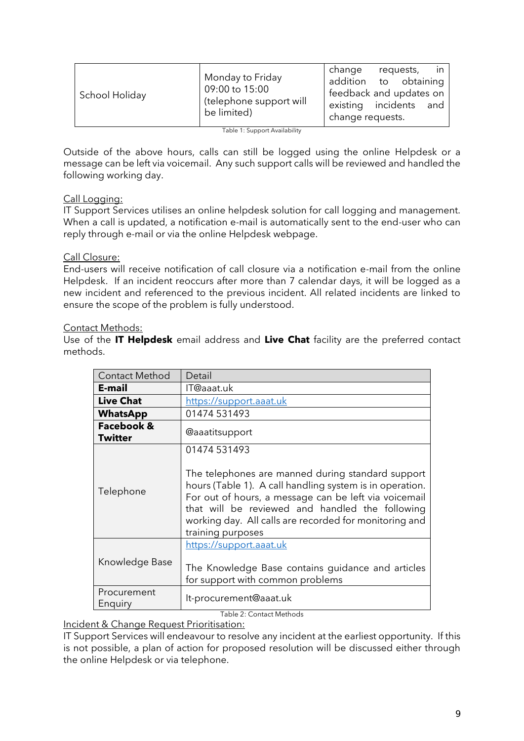| School Holiday | Monday to Friday 09:00 to 15:00 (telephone support will be limited) | change requests, in addition to obtaining feedback and updates on existing incidents and change requests. |
|---|---|---|

Table 1: Support Availability

Outside of the above hours, calls can still be logged using the online Helpdesk or a message can be left via voicemail. Any such support calls will be reviewed and handled the following working day.

Call Logging:
IT Support Services utilises an online helpdesk solution for call logging and management. When a call is updated, a notification e-mail is automatically sent to the end-user who can reply through e-mail or via the online Helpdesk webpage.

Call Closure:
End-users will receive notification of call closure via a notification e-mail from the online Helpdesk. If an incident reoccurs after more than 7 calendar days, it will be logged as a new incident and referenced to the previous incident. All related incidents are linked to ensure the scope of the problem is fully understood.

Contact Methods:
Use of the **IT Helpdesk** email address and **Live Chat** facility are the preferred contact methods.

| Contact Method | Detail |
|---|---|
| **E-mail** | IT@aaat.uk |
| **Live Chat** | https://support.aaat.uk |
| **WhatsApp** | 01474 531493 |
| **Facebook & Twitter** | @aaatitsupport |
| Telephone | 01474 531493<br><br>The telephones are manned during standard support hours (Table 1). A call handling system is in operation. For out of hours, a message can be left via voicemail that will be reviewed and handled the following working day. All calls are recorded for monitoring and training purposes |
| Knowledge Base | https://support.aaat.uk<br><br>The Knowledge Base contains guidance and articles for support with common problems |
| Procurement Enquiry | It-procurement@aaat.uk |

Table 2: Contact Methods

Incident & Change Request Prioritisation:
IT Support Services will endeavour to resolve any incident at the earliest opportunity. If this is not possible, a plan of action for proposed resolution will be discussed either through the online Helpdesk or via telephone.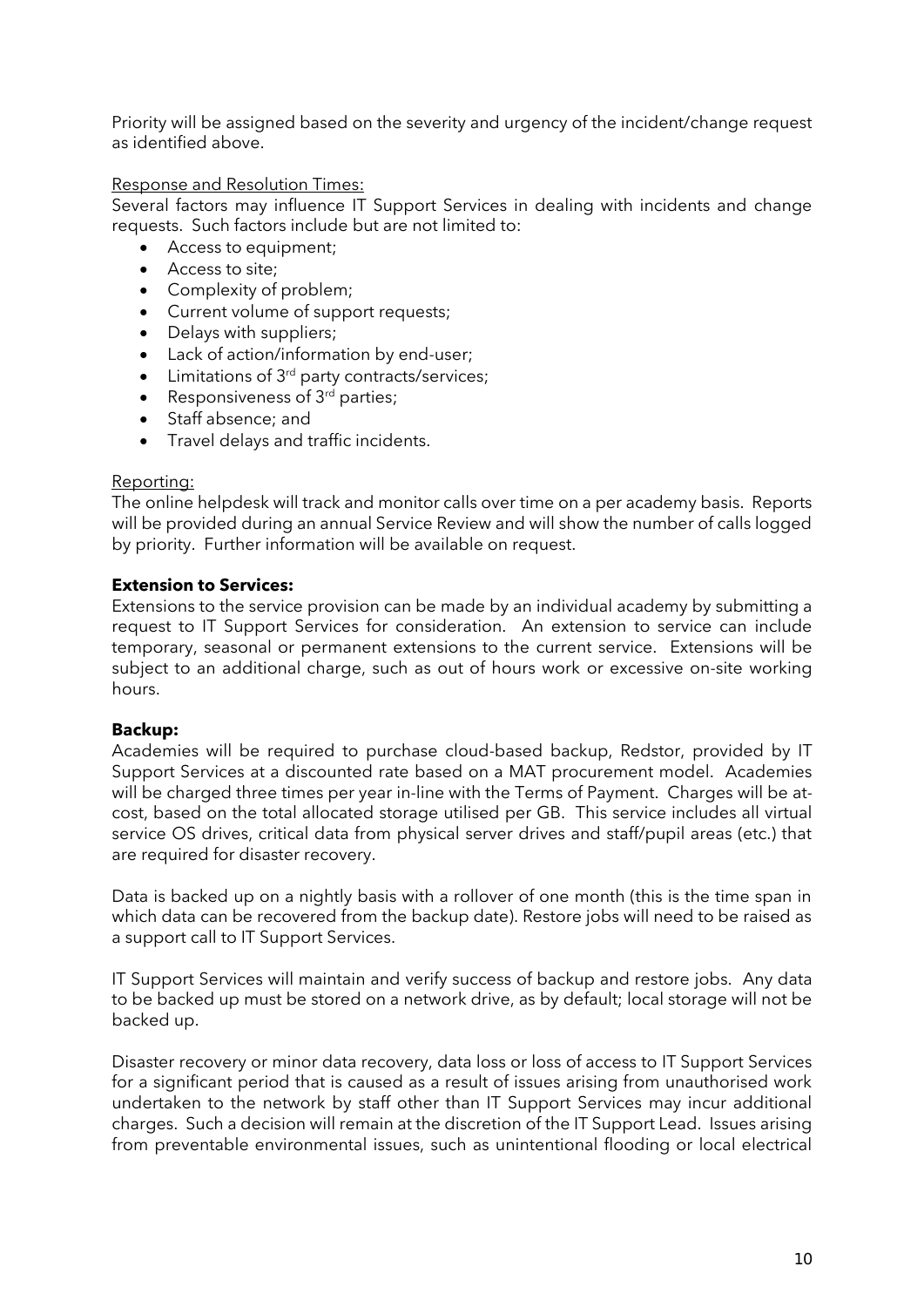Priority will be assigned based on the severity and urgency of the incident/change request as identified above.

<u>Response and Resolution Times:</u>
Several factors may influence IT Support Services in dealing with incidents and change requests. Such factors include but are not limited to:

- Access to equipment;
- Access to site;
- Complexity of problem;
- Current volume of support requests;
- Delays with suppliers;
- Lack of action/information by end-user;
- Limitations of 3rd party contracts/services;
- Responsiveness of 3rd parties;
- Staff absence; and
- Travel delays and traffic incidents.

<u>Reporting:</u>
The online helpdesk will track and monitor calls over time on a per academy basis. Reports will be provided during an annual Service Review and will show the number of calls logged by priority. Further information will be available on request.

**Extension to Services:**
Extensions to the service provision can be made by an individual academy by submitting a request to IT Support Services for consideration. An extension to service can include temporary, seasonal or permanent extensions to the current service. Extensions will be subject to an additional charge, such as out of hours work or excessive on-site working hours.

**Backup:**
Academies will be required to purchase cloud-based backup, Redstor, provided by IT Support Services at a discounted rate based on a MAT procurement model. Academies will be charged three times per year in-line with the Terms of Payment. Charges will be at-cost, based on the total allocated storage utilised per GB. This service includes all virtual service OS drives, critical data from physical server drives and staff/pupil areas (etc.) that are required for disaster recovery.

Data is backed up on a nightly basis with a rollover of one month (this is the time span in which data can be recovered from the backup date). Restore jobs will need to be raised as a support call to IT Support Services.

IT Support Services will maintain and verify success of backup and restore jobs. Any data to be backed up must be stored on a network drive, as by default; local storage will not be backed up.

Disaster recovery or minor data recovery, data loss or loss of access to IT Support Services for a significant period that is caused as a result of issues arising from unauthorised work undertaken to the network by staff other than IT Support Services may incur additional charges. Such a decision will remain at the discretion of the IT Support Lead. Issues arising from preventable environmental issues, such as unintentional flooding or local electrical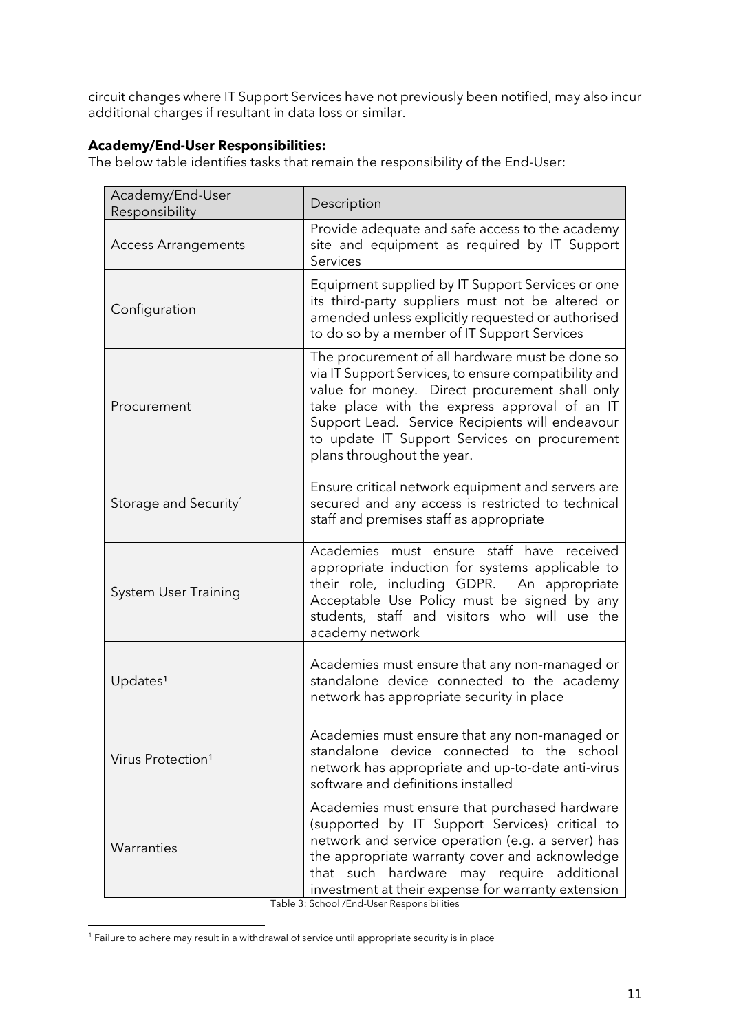circuit changes where IT Support Services have not previously been notified, may also incur additional charges if resultant in data loss or similar.

**Academy/End-User Responsibilities:**

The below table identifies tasks that remain the responsibility of the End-User:

| Academy/End-User Responsibility | Description |
| --- | --- |
| Access Arrangements | Provide adequate and safe access to the academy site and equipment as required by IT Support Services |
| Configuration | Equipment supplied by IT Support Services or one its third-party suppliers must not be altered or amended unless explicitly requested or authorised to do so by a member of IT Support Services |
| Procurement | The procurement of all hardware must be done so via IT Support Services, to ensure compatibility and value for money. Direct procurement shall only take place with the express approval of an IT Support Lead. Service Recipients will endeavour to update IT Support Services on procurement plans throughout the year. |
| Storage and Security[1] | Ensure critical network equipment and servers are secured and any access is restricted to technical staff and premises staff as appropriate |
| System User Training | Academies must ensure staff have received appropriate induction for systems applicable to their role, including GDPR. An appropriate Acceptable Use Policy must be signed by any students, staff and visitors who will use the academy network |
| Updates[1] | Academies must ensure that any non-managed or standalone device connected to the academy network has appropriate security in place |
| Virus Protection[1] | Academies must ensure that any non-managed or standalone device connected to the school network has appropriate and up-to-date anti-virus software and definitions installed |
| Warranties | Academies must ensure that purchased hardware (supported by IT Support Services) critical to network and service operation (e.g. a server) has the appropriate warranty cover and acknowledge that such hardware may require additional investment at their expense for warranty extension |

Table 3: School /End-User Responsibilities

[1] Failure to adhere may result in a withdrawal of service until appropriate security is in place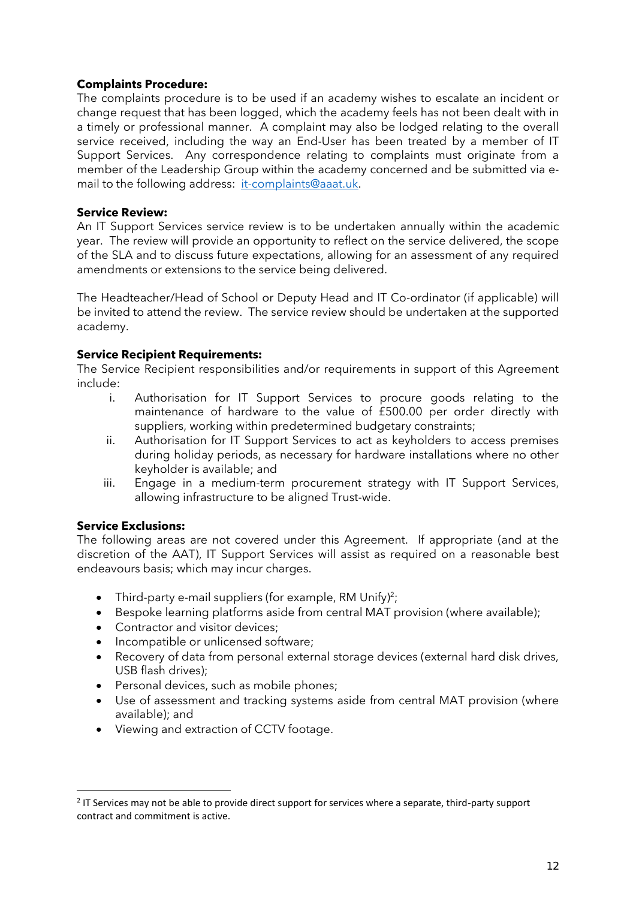**Complaints Procedure:**
The complaints procedure is to be used if an academy wishes to escalate an incident or change request that has been logged, which the academy feels has not been dealt with in a timely or professional manner. A complaint may also be lodged relating to the overall service received, including the way an End-User has been treated by a member of IT Support Services. Any correspondence relating to complaints must originate from a member of the Leadership Group within the academy concerned and be submitted via e-mail to the following address: [it-complaints@aaat.uk](mailto:it-complaints@aaat.uk).

**Service Review:**
An IT Support Services service review is to be undertaken annually within the academic year. The review will provide an opportunity to reflect on the service delivered, the scope of the SLA and to discuss future expectations, allowing for an assessment of any required amendments or extensions to the service being delivered.

The Headteacher/Head of School or Deputy Head and IT Co-ordinator (if applicable) will be invited to attend the review. The service review should be undertaken at the supported academy.

**Service Recipient Requirements:**
The Service Recipient responsibilities and/or requirements in support of this Agreement include:

i. Authorisation for IT Support Services to procure goods relating to the maintenance of hardware to the value of £500.00 per order directly with suppliers, working within predetermined budgetary constraints;
ii. Authorisation for IT Support Services to act as keyholders to access premises during holiday periods, as necessary for hardware installations where no other keyholder is available; and
iii. Engage in a medium-term procurement strategy with IT Support Services, allowing infrastructure to be aligned Trust-wide.

**Service Exclusions:**
The following areas are not covered under this Agreement. If appropriate (and at the discretion of the AAT), IT Support Services will assist as required on a reasonable best endeavours basis; which may incur charges.

- Third-party e-mail suppliers (for example, RM Unify)[2];
- Bespoke learning platforms aside from central MAT provision (where available);
- Contractor and visitor devices;
- Incompatible or unlicensed software;
- Recovery of data from personal external storage devices (external hard disk drives, USB flash drives);
- Personal devices, such as mobile phones;
- Use of assessment and tracking systems aside from central MAT provision (where available); and
- Viewing and extraction of CCTV footage.

---

[2] IT Services may not be able to provide direct support for services where a separate, third-party support contract and commitment is active.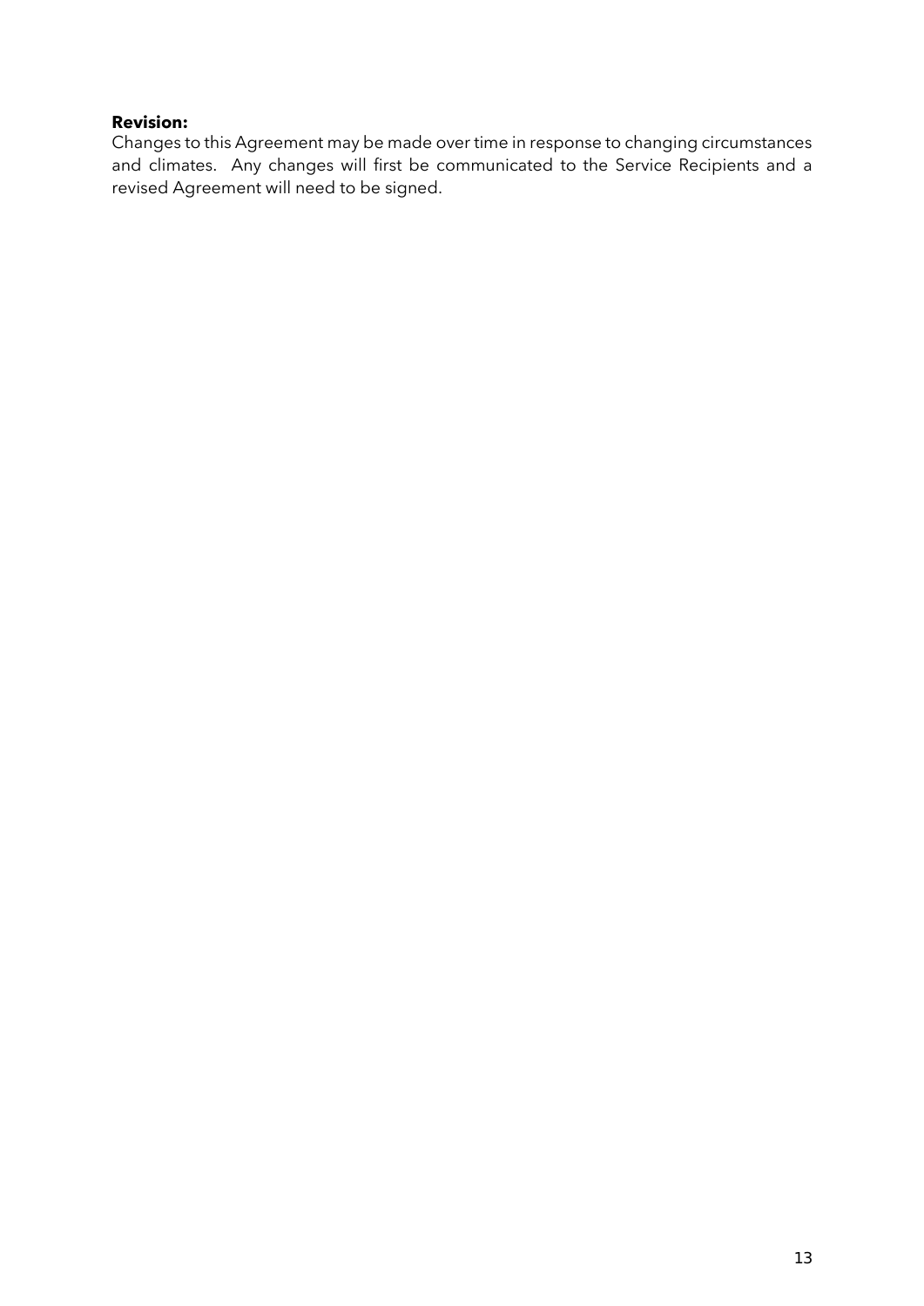**Revision:**
Changes to this Agreement may be made over time in response to changing circumstances and climates. Any changes will first be communicated to the Service Recipients and a revised Agreement will need to be signed.